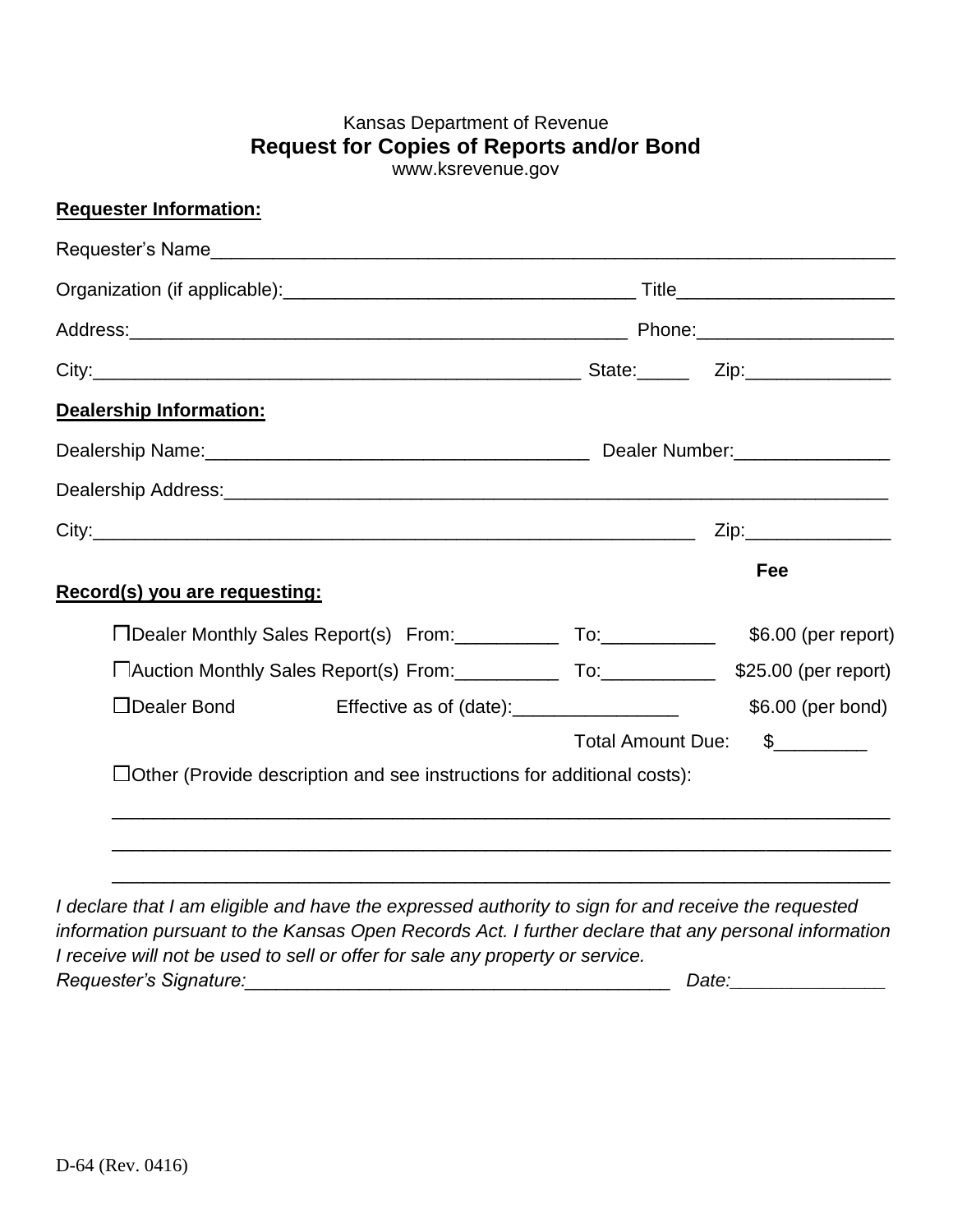Kansas Department of Revenue

# Request for Copies of Reports and/or Bond

www.ksrevenue.gov

**Requester Information:**

Requester's Name_______________________________________________________________

Organization (if applicable):_________________________________ Title____________________

Address:_______________________________________________ Phone:__________________

City:_______________________________________________ State:_____ Zip:_____________

**Dealership Information:**

Dealership Name:____________________________________ Dealer Number:______________

Dealership Address:_________________________________________________________________

City:__________________________________________________________ Zip:_____________

**Record(s) you are requesting:**

| | | | Fee |
|---|---|---|---|
| ☐Dealer Monthly Sales Report(s) | From:__________ | To:___________ | $6.00 (per report) |
| ☐Auction Monthly Sales Report(s) | From:__________ | To:___________ | $25.00 (per report) |
| ☐Dealer Bond | Effective as of (date):________________ | | $6.00 (per bond) |
| | | Total Amount Due: | $_________ |

☐Other (Provide description and see instructions for additional costs):

_____________________________________________________________________________

_____________________________________________________________________________

_____________________________________________________________________________

*I declare that I am eligible and have the expressed authority to sign for and receive the requested information pursuant to the Kansas Open Records Act. I further declare that any personal information I receive will not be used to sell or offer for sale any property or service.*

*Requester's Signature:_________________________________________ Date:_______________*

D-64 (Rev. 0416)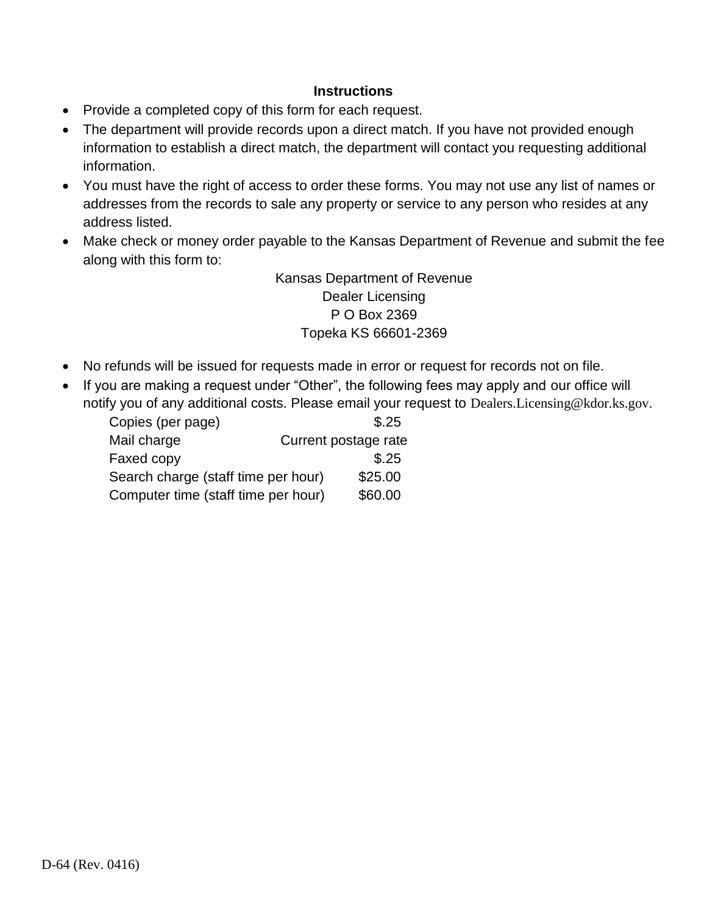## Instructions

- Provide a completed copy of this form for each request.
- The department will provide records upon a direct match. If you have not provided enough information to establish a direct match, the department will contact you requesting additional information.
- You must have the right of access to order these forms. You may not use any list of names or addresses from the records to sale any property or service to any person who resides at any address listed.
- Make check or money order payable to the Kansas Department of Revenue and submit the fee along with this form to:

  Kansas Department of Revenue
  Dealer Licensing
  P O Box 2369
  Topeka KS 66601-2369

- No refunds will be issued for requests made in error or request for records not on file.
- If you are making a request under "Other", the following fees may apply and our office will notify you of any additional costs. Please email your request to Dealers.Licensing@kdor.ks.gov.

| | |
|---|---|
| Copies (per page) | $.25 |
| Mail charge | Current postage rate |
| Faxed copy | $.25 |
| Search charge (staff time per hour) | $25.00 |
| Computer time (staff time per hour) | $60.00 |

D-64 (Rev. 0416)